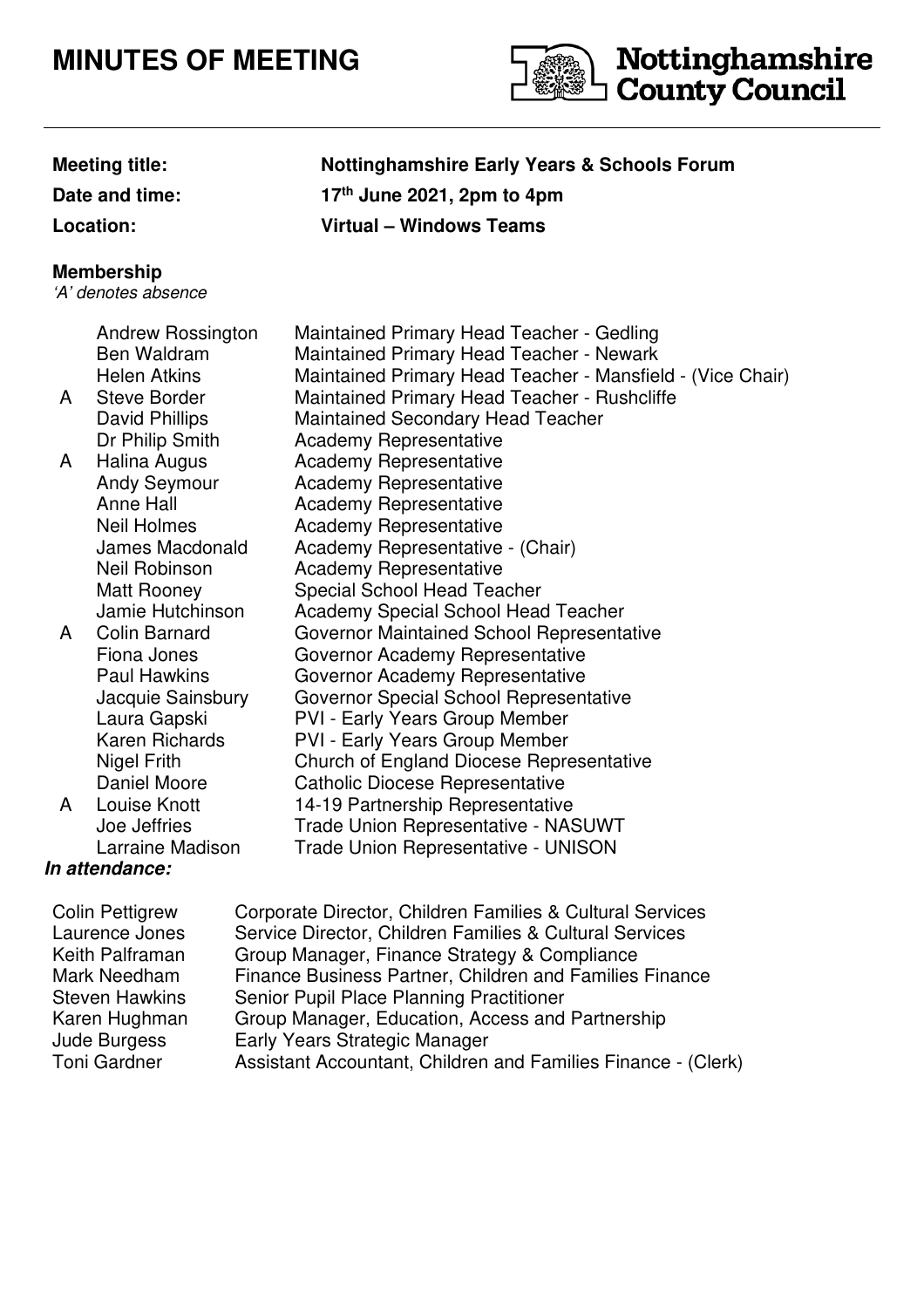# MINUTES OF MEETING

Nottinghamshire County Council

| | |
|---|---|
| **Meeting title:** | **Nottinghamshire Early Years & Schools Forum** |
| **Date and time:** | **17th June 2021, 2pm to 4pm** |
| **Location:** | **Virtual – Windows Teams** |

**Membership**

*'A' denotes absence*

| | | |
|---|---|---|
| | Andrew Rossington | Maintained Primary Head Teacher - Gedling |
| | Ben Waldram | Maintained Primary Head Teacher - Newark |
| | Helen Atkins | Maintained Primary Head Teacher - Mansfield - (Vice Chair) |
| A | Steve Border | Maintained Primary Head Teacher - Rushcliffe |
| | David Phillips | Maintained Secondary Head Teacher |
| | Dr Philip Smith | Academy Representative |
| A | Halina Augus | Academy Representative |
| | Andy Seymour | Academy Representative |
| | Anne Hall | Academy Representative |
| | Neil Holmes | Academy Representative |
| | James Macdonald | Academy Representative - (Chair) |
| | Neil Robinson | Academy Representative |
| | Matt Rooney | Special School Head Teacher |
| | Jamie Hutchinson | Academy Special School Head Teacher |
| A | Colin Barnard | Governor Maintained School Representative |
| | Fiona Jones | Governor Academy Representative |
| | Paul Hawkins | Governor Academy Representative |
| | Jacquie Sainsbury | Governor Special School Representative |
| | Laura Gapski | PVI - Early Years Group Member |
| | Karen Richards | PVI - Early Years Group Member |
| | Nigel Frith | Church of England Diocese Representative |
| | Daniel Moore | Catholic Diocese Representative |
| A | Louise Knott | 14-19 Partnership Representative |
| | Joe Jeffries | Trade Union Representative - NASUWT |
| | Larraine Madison | Trade Union Representative - UNISON |

***In attendance:***

| | |
|---|---|
| Colin Pettigrew | Corporate Director, Children Families & Cultural Services |
| Laurence Jones | Service Director, Children Families & Cultural Services |
| Keith Palframan | Group Manager, Finance Strategy & Compliance |
| Mark Needham | Finance Business Partner, Children and Families Finance |
| Steven Hawkins | Senior Pupil Place Planning Practitioner |
| Karen Hughman | Group Manager, Education, Access and Partnership |
| Jude Burgess | Early Years Strategic Manager |
| Toni Gardner | Assistant Accountant, Children and Families Finance - (Clerk) |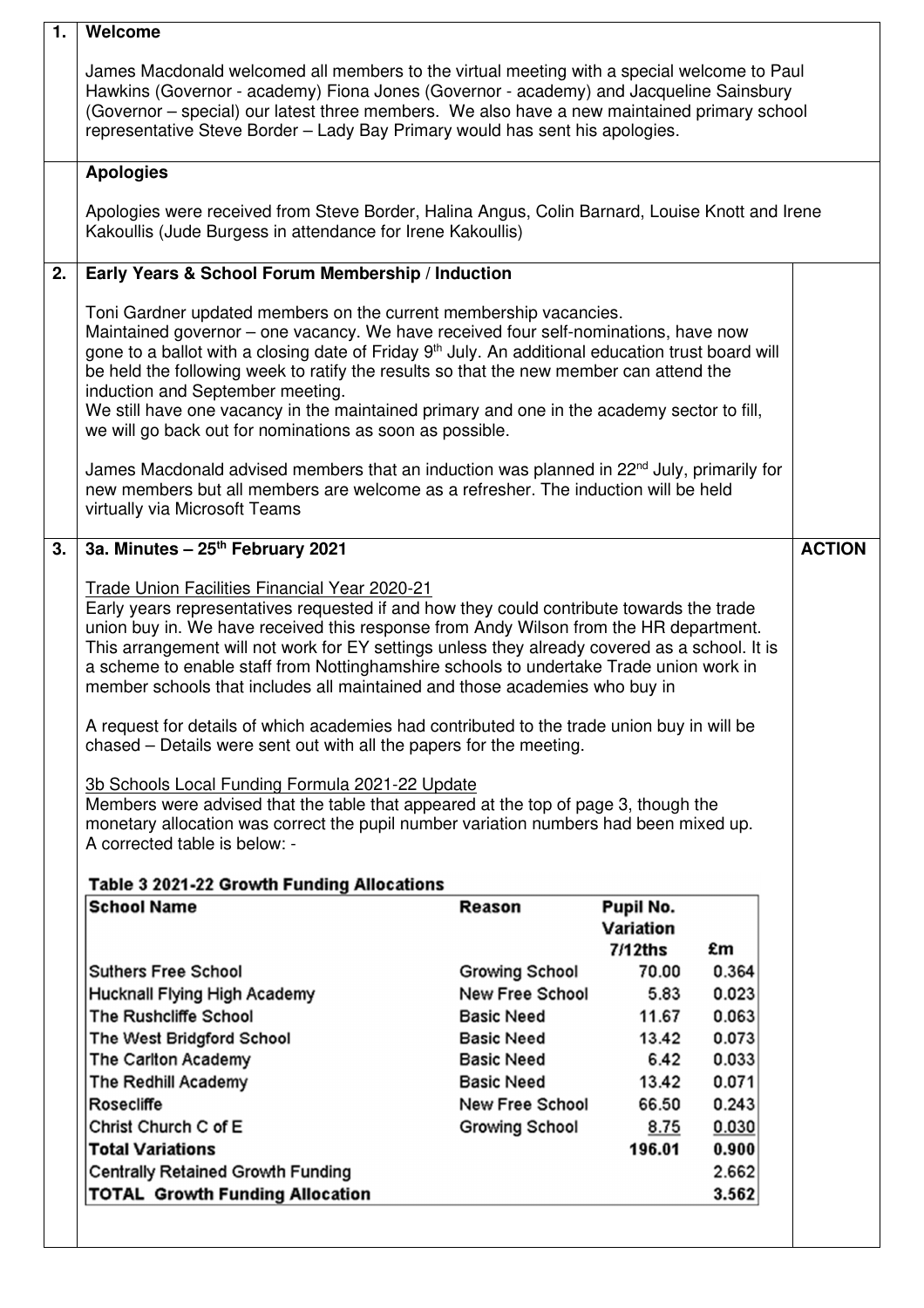**1. Welcome**

James Macdonald welcomed all members to the virtual meeting with a special welcome to Paul Hawkins (Governor - academy) Fiona Jones (Governor - academy) and Jacqueline Sainsbury (Governor – special) our latest three members. We also have a new maintained primary school representative Steve Border – Lady Bay Primary would has sent his apologies.

**Apologies**

Apologies were received from Steve Border, Halina Angus, Colin Barnard, Louise Knott and Irene Kakoullis (Jude Burgess in attendance for Irene Kakoullis)

**2. Early Years & School Forum Membership / Induction**

Toni Gardner updated members on the current membership vacancies.
Maintained governor – one vacancy. We have received four self-nominations, have now gone to a ballot with a closing date of Friday 9th July. An additional education trust board will be held the following week to ratify the results so that the new member can attend the induction and September meeting.
We still have one vacancy in the maintained primary and one in the academy sector to fill, we will go back out for nominations as soon as possible.

James Macdonald advised members that an induction was planned in 22nd July, primarily for new members but all members are welcome as a refresher. The induction will be held virtually via Microsoft Teams

**3. 3a. Minutes – 25th February 2021** — **ACTION**

Trade Union Facilities Financial Year 2020-21
Early years representatives requested if and how they could contribute towards the trade union buy in. We have received this response from Andy Wilson from the HR department. This arrangement will not work for EY settings unless they already covered as a school. It is a scheme to enable staff from Nottinghamshire schools to undertake Trade union work in member schools that includes all maintained and those academies who buy in

A request for details of which academies had contributed to the trade union buy in will be chased – Details were sent out with all the papers for the meeting.

3b Schools Local Funding Formula 2021-22 Update
Members were advised that the table that appeared at the top of page 3, though the monetary allocation was correct the pupil number variation numbers had been mixed up. A corrected table is below: -

**Table 3 2021-22 Growth Funding Allocations**

| School Name | Reason | Pupil No. Variation 7/12ths | £m |
|---|---|---|---|
| Suthers Free School | Growing School | 70.00 | 0.364 |
| Hucknall Flying High Academy | New Free School | 5.83 | 0.023 |
| The Rushcliffe School | Basic Need | 11.67 | 0.063 |
| The West Bridgford School | Basic Need | 13.42 | 0.073 |
| The Carlton Academy | Basic Need | 6.42 | 0.033 |
| The Redhill Academy | Basic Need | 13.42 | 0.071 |
| Rosecliffe | New Free School | 66.50 | 0.243 |
| Christ Church C of E | Growing School | 8.75 | 0.030 |
| **Total Variations** | | **196.01** | **0.900** |
| Centrally Retained Growth Funding | | | 2.662 |
| **TOTAL Growth Funding Allocation** | | | **3.562** |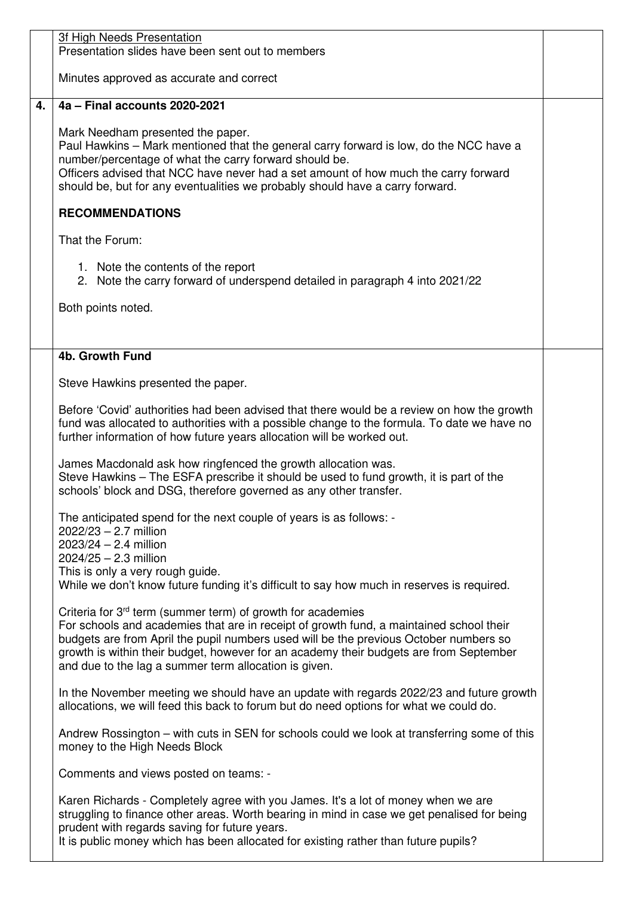3f High Needs Presentation

Presentation slides have been sent out to members

Minutes approved as accurate and correct

**4. 4a – Final accounts 2020-2021**

Mark Needham presented the paper.

Paul Hawkins – Mark mentioned that the general carry forward is low, do the NCC have a number/percentage of what the carry forward should be.

Officers advised that NCC have never had a set amount of how much the carry forward should be, but for any eventualities we probably should have a carry forward.

**RECOMMENDATIONS**

That the Forum:

1. Note the contents of the report
2. Note the carry forward of underspend detailed in paragraph 4 into 2021/22

Both points noted.

**4b. Growth Fund**

Steve Hawkins presented the paper.

Before 'Covid' authorities had been advised that there would be a review on how the growth fund was allocated to authorities with a possible change to the formula. To date we have no further information of how future years allocation will be worked out.

James Macdonald ask how ringfenced the growth allocation was.

Steve Hawkins – The ESFA prescribe it should be used to fund growth, it is part of the schools' block and DSG, therefore governed as any other transfer.

The anticipated spend for the next couple of years is as follows: -

2022/23 – 2.7 million

2023/24 – 2.4 million

2024/25 – 2.3 million

This is only a very rough guide.

While we don't know future funding it's difficult to say how much in reserves is required.

Criteria for 3rd term (summer term) of growth for academies

For schools and academies that are in receipt of growth fund, a maintained school their budgets are from April the pupil numbers used will be the previous October numbers so growth is within their budget, however for an academy their budgets are from September and due to the lag a summer term allocation is given.

In the November meeting we should have an update with regards 2022/23 and future growth allocations, we will feed this back to forum but do need options for what we could do.

Andrew Rossington – with cuts in SEN for schools could we look at transferring some of this money to the High Needs Block

Comments and views posted on teams: -

Karen Richards - Completely agree with you James. It's a lot of money when we are struggling to finance other areas. Worth bearing in mind in case we get penalised for being prudent with regards saving for future years.

It is public money which has been allocated for existing rather than future pupils?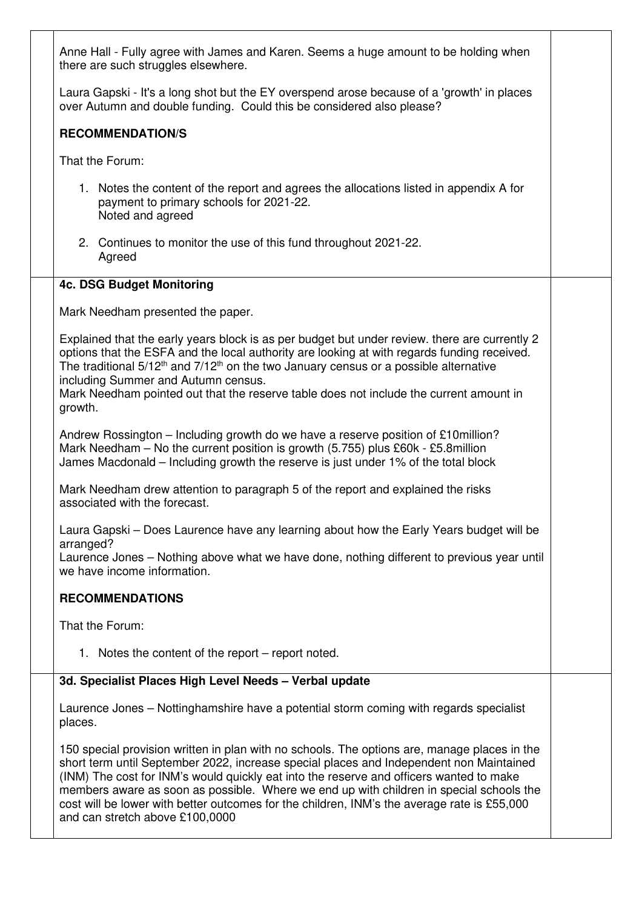Anne Hall - Fully agree with James and Karen. Seems a huge amount to be holding when there are such struggles elsewhere.

Laura Gapski - It's a long shot but the EY overspend arose because of a 'growth' in places over Autumn and double funding. Could this be considered also please?

**RECOMMENDATION/S**

That the Forum:

1. Notes the content of the report and agrees the allocations listed in appendix A for payment to primary schools for 2021-22.
   Noted and agreed

2. Continues to monitor the use of this fund throughout 2021-22.
   Agreed

**4c. DSG Budget Monitoring**

Mark Needham presented the paper.

Explained that the early years block is as per budget but under review. there are currently 2 options that the ESFA and the local authority are looking at with regards funding received. The traditional 5/12th and 7/12th on the two January census or a possible alternative including Summer and Autumn census.
Mark Needham pointed out that the reserve table does not include the current amount in growth.

Andrew Rossington – Including growth do we have a reserve position of £10million?
Mark Needham – No the current position is growth (5.755) plus £60k - £5.8million
James Macdonald – Including growth the reserve is just under 1% of the total block

Mark Needham drew attention to paragraph 5 of the report and explained the risks associated with the forecast.

Laura Gapski – Does Laurence have any learning about how the Early Years budget will be arranged?
Laurence Jones – Nothing above what we have done, nothing different to previous year until we have income information.

**RECOMMENDATIONS**

That the Forum:

1. Notes the content of the report – report noted.

**3d. Specialist Places High Level Needs – Verbal update**

Laurence Jones – Nottinghamshire have a potential storm coming with regards specialist places.

150 special provision written in plan with no schools. The options are, manage places in the short term until September 2022, increase special places and Independent non Maintained (INM) The cost for INM's would quickly eat into the reserve and officers wanted to make members aware as soon as possible. Where we end up with children in special schools the cost will be lower with better outcomes for the children, INM's the average rate is £55,000 and can stretch above £100,0000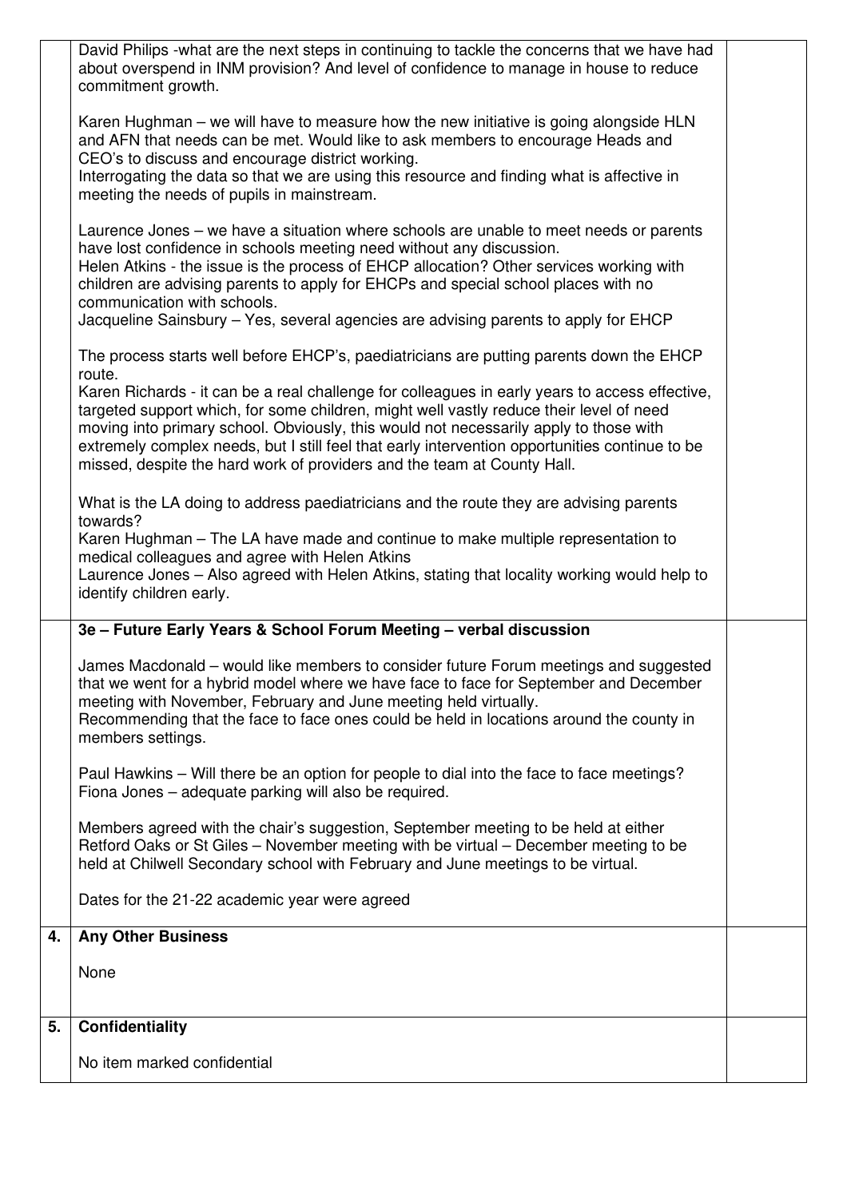| | | |
|---|---|---|
| | David Philips -what are the next steps in continuing to tackle the concerns that we have had about overspend in INM provision? And level of confidence to manage in house to reduce commitment growth.<br><br>Karen Hughman – we will have to measure how the new initiative is going alongside HLN and AFN that needs can be met. Would like to ask members to encourage Heads and CEO's to discuss and encourage district working.<br>Interrogating the data so that we are using this resource and finding what is affective in meeting the needs of pupils in mainstream.<br><br>Laurence Jones – we have a situation where schools are unable to meet needs or parents have lost confidence in schools meeting need without any discussion.<br>Helen Atkins - the issue is the process of EHCP allocation? Other services working with children are advising parents to apply for EHCPs and special school places with no communication with schools.<br>Jacqueline Sainsbury – Yes, several agencies are advising parents to apply for EHCP<br><br>The process starts well before EHCP's, paediatricians are putting parents down the EHCP route.<br>Karen Richards - it can be a real challenge for colleagues in early years to access effective, targeted support which, for some children, might well vastly reduce their level of need moving into primary school. Obviously, this would not necessarily apply to those with extremely complex needs, but I still feel that early intervention opportunities continue to be missed, despite the hard work of providers and the team at County Hall.<br><br>What is the LA doing to address paediatricians and the route they are advising parents towards?<br>Karen Hughman – The LA have made and continue to make multiple representation to medical colleagues and agree with Helen Atkins<br>Laurence Jones – Also agreed with Helen Atkins, stating that locality working would help to identify children early. | |
| | **3e – Future Early Years & School Forum Meeting – verbal discussion**<br><br>James Macdonald – would like members to consider future Forum meetings and suggested that we went for a hybrid model where we have face to face for September and December meeting with November, February and June meeting held virtually.<br>Recommending that the face to face ones could be held in locations around the county in members settings.<br><br>Paul Hawkins – Will there be an option for people to dial into the face to face meetings?<br>Fiona Jones – adequate parking will also be required.<br><br>Members agreed with the chair's suggestion, September meeting to be held at either Retford Oaks or St Giles – November meeting with be virtual – December meeting to be held at Chilwell Secondary school with February and June meetings to be virtual.<br><br>Dates for the 21-22 academic year were agreed | |
| **4.** | **Any Other Business**<br><br>None | |
| **5.** | **Confidentiality**<br><br>No item marked confidential | |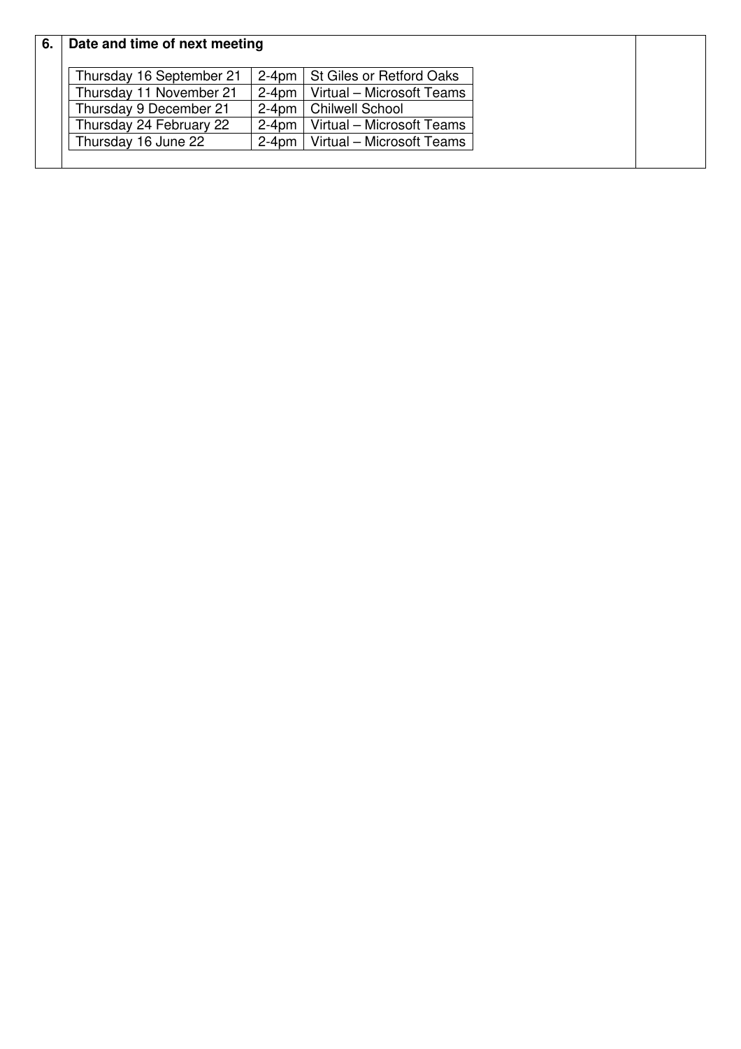## 6. Date and time of next meeting

| | | |
|---|---|---|
| Thursday 16 September 21 | 2-4pm | St Giles or Retford Oaks |
| Thursday 11 November 21 | 2-4pm | Virtual – Microsoft Teams |
| Thursday 9 December 21 | 2-4pm | Chilwell School |
| Thursday 24 February 22 | 2-4pm | Virtual – Microsoft Teams |
| Thursday 16 June 22 | 2-4pm | Virtual – Microsoft Teams |